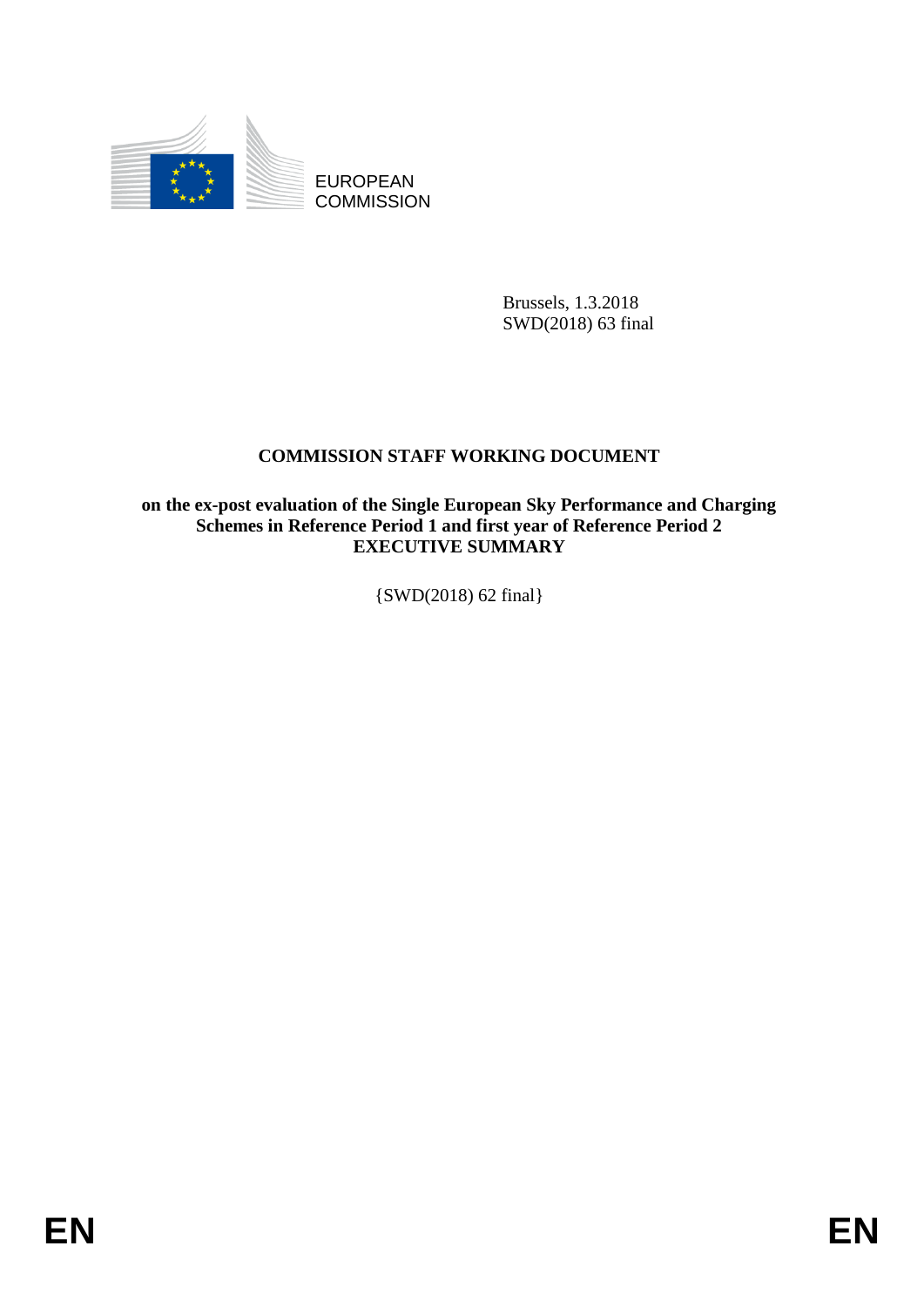EUROPEAN
COMMISSION

Brussels, 1.3.2018
SWD(2018) 63 final

# COMMISSION STAFF WORKING DOCUMENT

**on the ex-post evaluation of the Single European Sky Performance and Charging Schemes in Reference Period 1 and first year of Reference Period 2**
**EXECUTIVE SUMMARY**

{SWD(2018) 62 final}

EN EN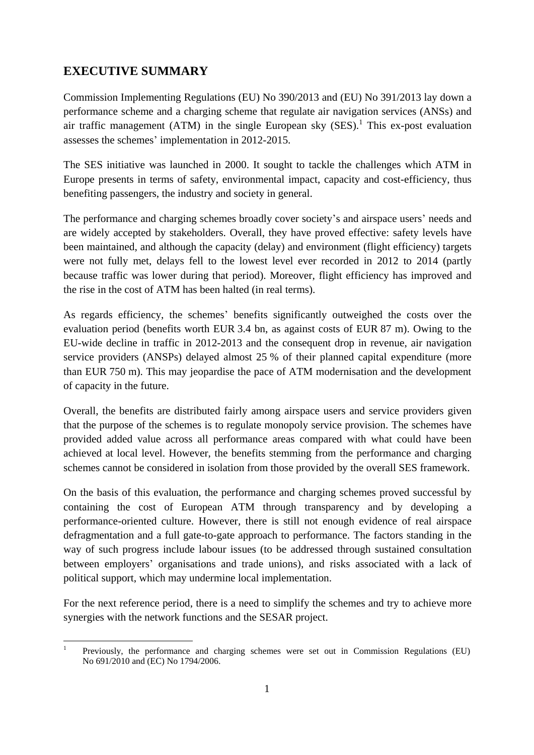# EXECUTIVE SUMMARY

Commission Implementing Regulations (EU) No 390/2013 and (EU) No 391/2013 lay down a performance scheme and a charging scheme that regulate air navigation services (ANSs) and air traffic management (ATM) in the single European sky (SES).[1] This ex-post evaluation assesses the schemes' implementation in 2012-2015.

The SES initiative was launched in 2000. It sought to tackle the challenges which ATM in Europe presents in terms of safety, environmental impact, capacity and cost-efficiency, thus benefiting passengers, the industry and society in general.

The performance and charging schemes broadly cover society's and airspace users' needs and are widely accepted by stakeholders. Overall, they have proved effective: safety levels have been maintained, and although the capacity (delay) and environment (flight efficiency) targets were not fully met, delays fell to the lowest level ever recorded in 2012 to 2014 (partly because traffic was lower during that period). Moreover, flight efficiency has improved and the rise in the cost of ATM has been halted (in real terms).

As regards efficiency, the schemes' benefits significantly outweighed the costs over the evaluation period (benefits worth EUR 3.4 bn, as against costs of EUR 87 m). Owing to the EU-wide decline in traffic in 2012-2013 and the consequent drop in revenue, air navigation service providers (ANSPs) delayed almost 25 % of their planned capital expenditure (more than EUR 750 m). This may jeopardise the pace of ATM modernisation and the development of capacity in the future.

Overall, the benefits are distributed fairly among airspace users and service providers given that the purpose of the schemes is to regulate monopoly service provision. The schemes have provided added value across all performance areas compared with what could have been achieved at local level. However, the benefits stemming from the performance and charging schemes cannot be considered in isolation from those provided by the overall SES framework.

On the basis of this evaluation, the performance and charging schemes proved successful by containing the cost of European ATM through transparency and by developing a performance-oriented culture. However, there is still not enough evidence of real airspace defragmentation and a full gate-to-gate approach to performance. The factors standing in the way of such progress include labour issues (to be addressed through sustained consultation between employers' organisations and trade unions), and risks associated with a lack of political support, which may undermine local implementation.

For the next reference period, there is a need to simplify the schemes and try to achieve more synergies with the network functions and the SESAR project.

[1] Previously, the performance and charging schemes were set out in Commission Regulations (EU) No 691/2010 and (EC) No 1794/2006.